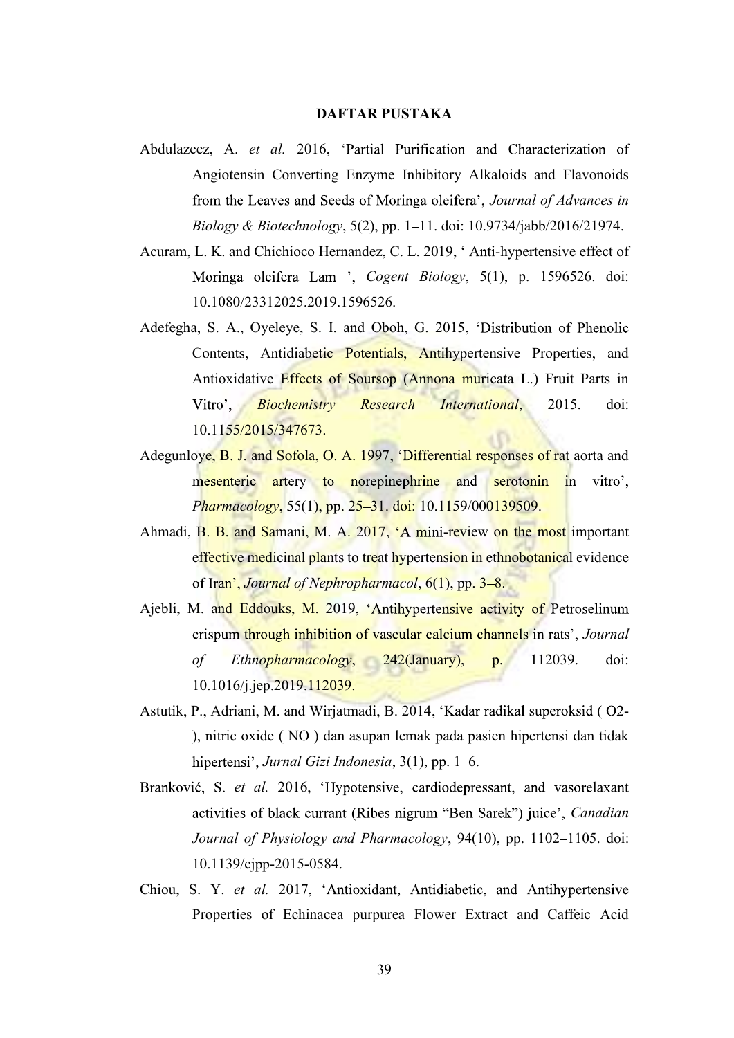# DAFTAR PUSTAKA

Abdulazeez, A. *et al.* 2016, 'Partial Purification and Characterization of Angiotensin Converting Enzyme Inhibitory Alkaloids and Flavonoids from the Leaves and Seeds of Moringa oleifera', *Journal of Advances in Biology & Biotechnology*, 5(2), pp. 1–11. doi: 10.9734/jabb/2016/21974.

Acuram, L. K. and Chichioco Hernandez, C. L. 2019, ' Anti-hypertensive effect of Moringa oleifera Lam ', *Cogent Biology*, 5(1), p. 1596526. doi: 10.1080/23312025.2019.1596526.

Adefegha, S. A., Oyeleye, S. I. and Oboh, G. 2015, 'Distribution of Phenolic Contents, Antidiabetic Potentials, Antihypertensive Properties, and Antioxidative Effects of Soursop (Annona muricata L.) Fruit Parts in Vitro', *Biochemistry Research International*, 2015. doi: 10.1155/2015/347673.

Adegunloye, B. J. and Sofola, O. A. 1997, 'Differential responses of rat aorta and mesenteric artery to norepinephrine and serotonin in vitro', *Pharmacology*, 55(1), pp. 25–31. doi: 10.1159/000139509.

Ahmadi, B. B. and Samani, M. A. 2017, 'A mini-review on the most important effective medicinal plants to treat hypertension in ethnobotanical evidence of Iran', *Journal of Nephropharmacol*, 6(1), pp. 3–8.

Ajebli, M. and Eddouks, M. 2019, 'Antihypertensive activity of Petroselinum crispum through inhibition of vascular calcium channels in rats', *Journal of Ethnopharmacology*, 242(January), p. 112039. doi: 10.1016/j.jep.2019.112039.

Astutik, P., Adriani, M. and Wirjatmadi, B. 2014, 'Kadar radikal superoksid ( O2- ), nitric oxide ( NO ) dan asupan lemak pada pasien hipertensi dan tidak hipertensi', *Jurnal Gizi Indonesia*, 3(1), pp. 1–6.

Branković, S. *et al.* 2016, 'Hypotensive, cardiodepressant, and vasorelaxant activities of black currant (Ribes nigrum "Ben Sarek") juice', *Canadian Journal of Physiology and Pharmacology*, 94(10), pp. 1102–1105. doi: 10.1139/cjpp-2015-0584.

Chiou, S. Y. *et al.* 2017, 'Antioxidant, Antidiabetic, and Antihypertensive Properties of Echinacea purpurea Flower Extract and Caffeic Acid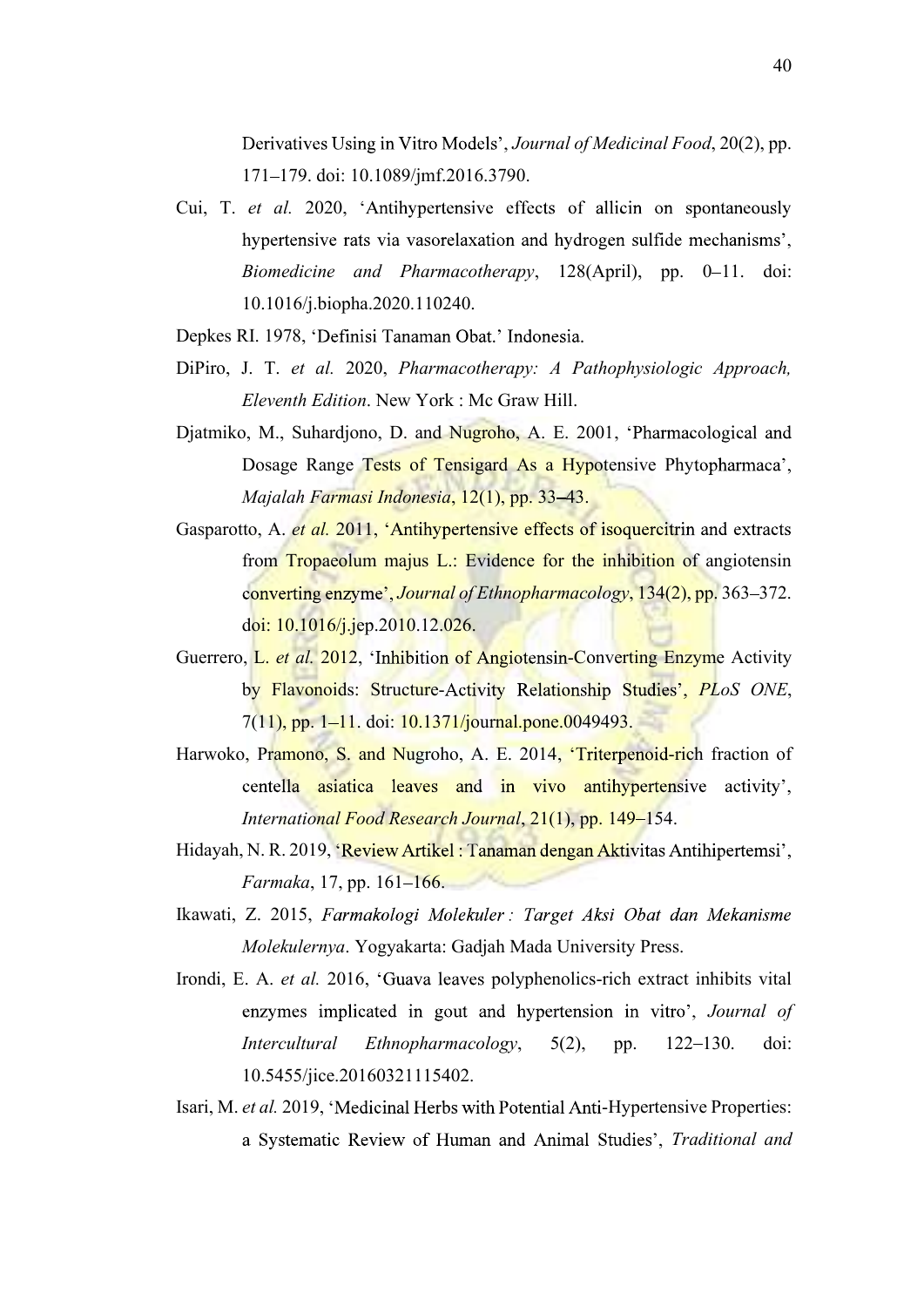Derivatives Using in Vitro Models', *Journal of Medicinal Food*, 20(2), pp. 171–179. doi: 10.1089/jmf.2016.3790.

Cui, T. *et al.* 2020, 'Antihypertensive effects of allicin on spontaneously hypertensive rats via vasorelaxation and hydrogen sulfide mechanisms', *Biomedicine and Pharmacotherapy*, 128(April), pp. 0–11. doi: 10.1016/j.biopha.2020.110240.

Depkes RI. 1978, 'Definisi Tanaman Obat.' Indonesia.

DiPiro, J. T. *et al.* 2020, *Pharmacotherapy: A Pathophysiologic Approach, Eleventh Edition*. New York : Mc Graw Hill.

Djatmiko, M., Suhardjono, D. and Nugroho, A. E. 2001, 'Pharmacological and Dosage Range Tests of Tensigard As a Hypotensive Phytopharmaca', *Majalah Farmasi Indonesia*, 12(1), pp. 33–43.

Gasparotto, A. *et al.* 2011, 'Antihypertensive effects of isoquercitrin and extracts from Tropaeolum majus L.: Evidence for the inhibition of angiotensin converting enzyme', *Journal of Ethnopharmacology*, 134(2), pp. 363–372. doi: 10.1016/j.jep.2010.12.026.

Guerrero, L. *et al.* 2012, 'Inhibition of Angiotensin-Converting Enzyme Activity by Flavonoids: Structure-Activity Relationship Studies', *PLoS ONE*, 7(11), pp. 1–11. doi: 10.1371/journal.pone.0049493.

Harwoko, Pramono, S. and Nugroho, A. E. 2014, 'Triterpenoid-rich fraction of centella asiatica leaves and in vivo antihypertensive activity', *International Food Research Journal*, 21(1), pp. 149–154.

Hidayah, N. R. 2019, 'Review Artikel : Tanaman dengan Aktivitas Antihipertemsi', *Farmaka*, 17, pp. 161–166.

Ikawati, Z. 2015, *Farmakologi Molekuler : Target Aksi Obat dan Mekanisme Molekulernya*. Yogyakarta: Gadjah Mada University Press.

Irondi, E. A. *et al.* 2016, 'Guava leaves polyphenolics-rich extract inhibits vital enzymes implicated in gout and hypertension in vitro', *Journal of Intercultural Ethnopharmacology*, 5(2), pp. 122–130. doi: 10.5455/jice.20160321115402.

Isari, M. *et al.* 2019, 'Medicinal Herbs with Potential Anti-Hypertensive Properties: a Systematic Review of Human and Animal Studies', *Traditional and*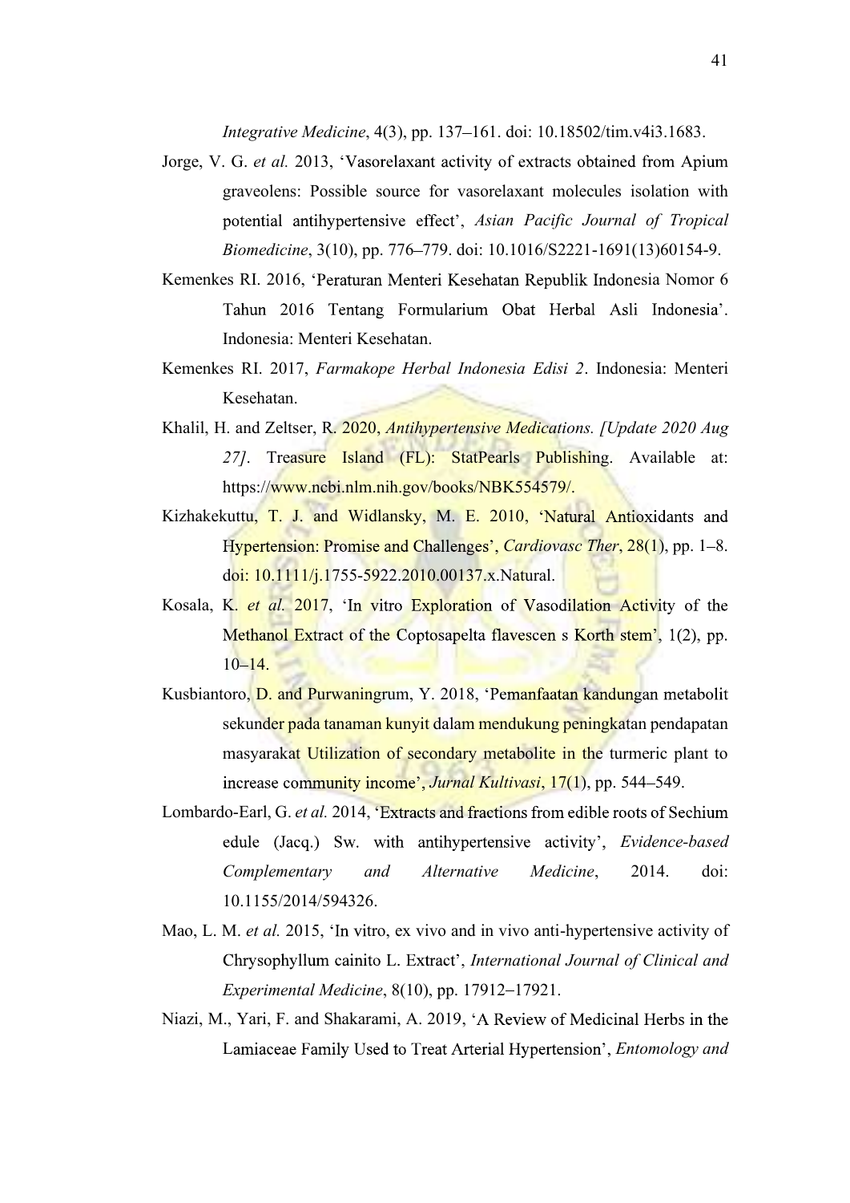*Integrative Medicine*, 4(3), pp. 137–161. doi: 10.18502/tim.v4i3.1683.

Jorge, V. G. *et al.* 2013, 'Vasorelaxant activity of extracts obtained from Apium graveolens: Possible source for vasorelaxant molecules isolation with potential antihypertensive effect', *Asian Pacific Journal of Tropical Biomedicine*, 3(10), pp. 776–779. doi: 10.1016/S2221-1691(13)60154-9.

Kemenkes RI. 2016, 'Peraturan Menteri Kesehatan Republik Indonesia Nomor 6 Tahun 2016 Tentang Formularium Obat Herbal Asli Indonesia'. Indonesia: Menteri Kesehatan.

Kemenkes RI. 2017, *Farmakope Herbal Indonesia Edisi 2*. Indonesia: Menteri Kesehatan.

Khalil, H. and Zeltser, R. 2020, *Antihypertensive Medications. [Update 2020 Aug 27]*. Treasure Island (FL): StatPearls Publishing. Available at: https://www.ncbi.nlm.nih.gov/books/NBK554579/.

Kizhakekuttu, T. J. and Widlansky, M. E. 2010, 'Natural Antioxidants and Hypertension: Promise and Challenges', *Cardiovasc Ther*, 28(1), pp. 1–8. doi: 10.1111/j.1755-5922.2010.00137.x.Natural.

Kosala, K. *et al.* 2017, 'In vitro Exploration of Vasodilation Activity of the Methanol Extract of the Coptosapelta flavescen s Korth stem', 1(2), pp. 10–14.

Kusbiantoro, D. and Purwaningrum, Y. 2018, 'Pemanfaatan kandungan metabolit sekunder pada tanaman kunyit dalam mendukung peningkatan pendapatan masyarakat Utilization of secondary metabolite in the turmeric plant to increase community income', *Jurnal Kultivasi*, 17(1), pp. 544–549.

Lombardo-Earl, G. *et al.* 2014, 'Extracts and fractions from edible roots of Sechium edule (Jacq.) Sw. with antihypertensive activity', *Evidence-based Complementary and Alternative Medicine*, 2014. doi: 10.1155/2014/594326.

Mao, L. M. *et al.* 2015, 'In vitro, ex vivo and in vivo anti-hypertensive activity of Chrysophyllum cainito L. Extract', *International Journal of Clinical and Experimental Medicine*, 8(10), pp. 17912–17921.

Niazi, M., Yari, F. and Shakarami, A. 2019, 'A Review of Medicinal Herbs in the Lamiaceae Family Used to Treat Arterial Hypertension', *Entomology and*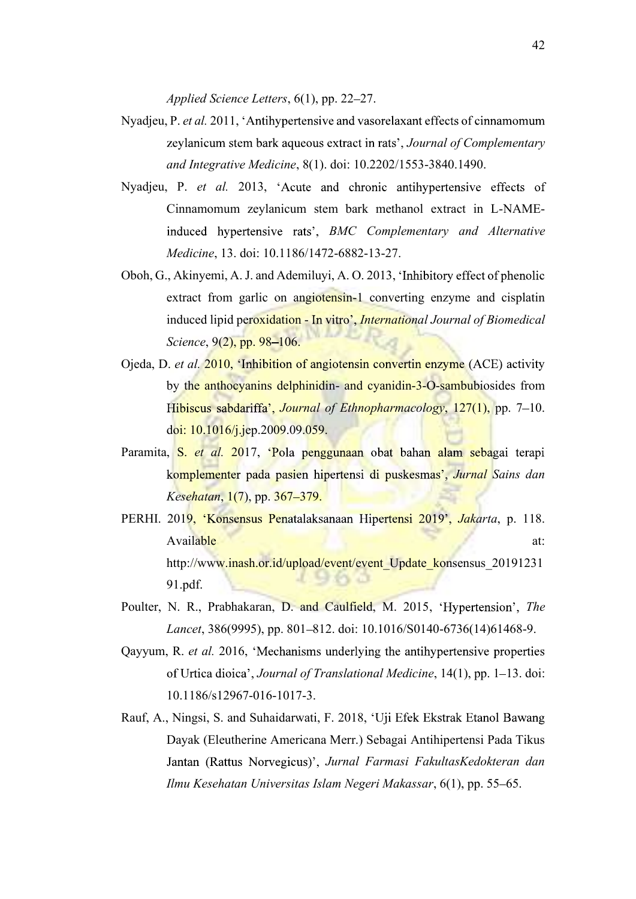*Applied Science Letters*, 6(1), pp. 22–27.

Nyadjeu, P. *et al.* 2011, 'Antihypertensive and vasorelaxant effects of cinnamomum zeylanicum stem bark aqueous extract in rats', *Journal of Complementary and Integrative Medicine*, 8(1). doi: 10.2202/1553-3840.1490.

Nyadjeu, P. *et al.* 2013, 'Acute and chronic antihypertensive effects of Cinnamomum zeylanicum stem bark methanol extract in L-NAME-induced hypertensive rats', *BMC Complementary and Alternative Medicine*, 13. doi: 10.1186/1472-6882-13-27.

Oboh, G., Akinyemi, A. J. and Ademiluyi, A. O. 2013, 'Inhibitory effect of phenolic extract from garlic on angiotensin-1 converting enzyme and cisplatin induced lipid peroxidation - In vitro', *International Journal of Biomedical Science*, 9(2), pp. 98–106.

Ojeda, D. *et al.* 2010, 'Inhibition of angiotensin convertin enzyme (ACE) activity by the anthocyanins delphinidin- and cyanidin-3-O-sambubiosides from Hibiscus sabdariffa', *Journal of Ethnopharmacology*, 127(1), pp. 7–10. doi: 10.1016/j.jep.2009.09.059.

Paramita, S. *et al.* 2017, 'Pola penggunaan obat bahan alam sebagai terapi komplementer pada pasien hipertensi di puskesmas', *Jurnal Sains dan Kesehatan*, 1(7), pp. 367–379.

PERHI. 2019, 'Konsensus Penatalaksanaan Hipertensi 2019', *Jakarta*, p. 118. Available at: http://www.inash.or.id/upload/event/event_Update_konsensus_2019123191.pdf.

Poulter, N. R., Prabhakaran, D. and Caulfield, M. 2015, 'Hypertension', *The Lancet*, 386(9995), pp. 801–812. doi: 10.1016/S0140-6736(14)61468-9.

Qayyum, R. *et al.* 2016, 'Mechanisms underlying the antihypertensive properties of Urtica dioica', *Journal of Translational Medicine*, 14(1), pp. 1–13. doi: 10.1186/s12967-016-1017-3.

Rauf, A., Ningsi, S. and Suhaidarwati, F. 2018, 'Uji Efek Ekstrak Etanol Bawang Dayak (Eleutherine Americana Merr.) Sebagai Antihipertensi Pada Tikus Jantan (Rattus Norvegicus)', *Jurnal Farmasi FakultasKedokteran dan Ilmu Kesehatan Universitas Islam Negeri Makassar*, 6(1), pp. 55–65.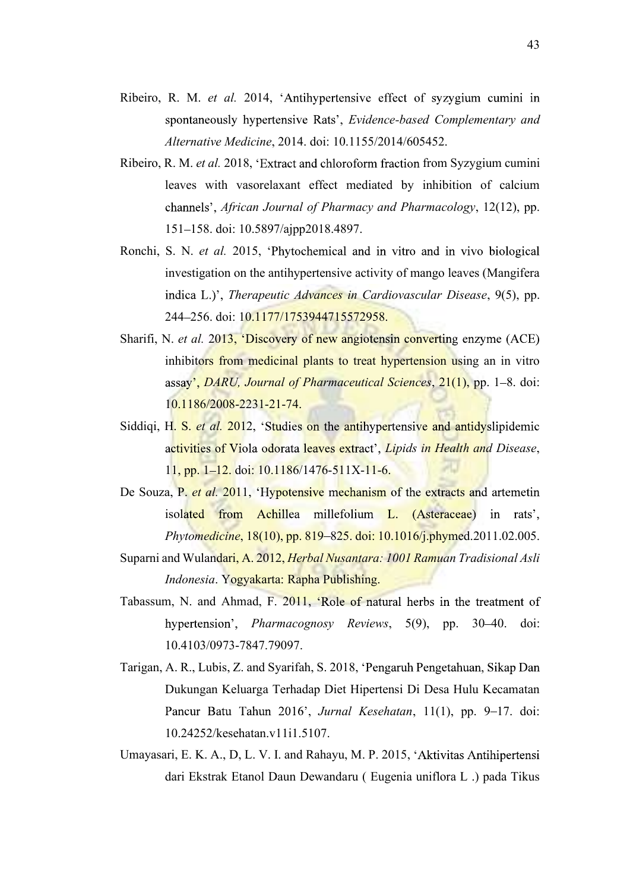Ribeiro, R. M. *et al.* 2014, 'Antihypertensive effect of syzygium cumini in spontaneously hypertensive Rats', *Evidence-based Complementary and Alternative Medicine*, 2014. doi: 10.1155/2014/605452.

Ribeiro, R. M. *et al.* 2018, 'Extract and chloroform fraction from Syzygium cumini leaves with vasorelaxant effect mediated by inhibition of calcium channels', *African Journal of Pharmacy and Pharmacology*, 12(12), pp. 151–158. doi: 10.5897/ajpp2018.4897.

Ronchi, S. N. *et al.* 2015, 'Phytochemical and in vitro and in vivo biological investigation on the antihypertensive activity of mango leaves (Mangifera indica L.)', *Therapeutic Advances in Cardiovascular Disease*, 9(5), pp. 244–256. doi: 10.1177/1753944715572958.

Sharifi, N. *et al.* 2013, 'Discovery of new angiotensin converting enzyme (ACE) inhibitors from medicinal plants to treat hypertension using an in vitro assay', *DARU, Journal of Pharmaceutical Sciences*, 21(1), pp. 1–8. doi: 10.1186/2008-2231-21-74.

Siddiqi, H. S. *et al.* 2012, 'Studies on the antihypertensive and antidyslipidemic activities of Viola odorata leaves extract', *Lipids in Health and Disease*, 11, pp. 1–12. doi: 10.1186/1476-511X-11-6.

De Souza, P. *et al.* 2011, 'Hypotensive mechanism of the extracts and artemetin isolated from Achillea millefolium L. (Asteraceae) in rats', *Phytomedicine*, 18(10), pp. 819–825. doi: 10.1016/j.phymed.2011.02.005.

Suparni and Wulandari, A. 2012, *Herbal Nusantara: 1001 Ramuan Tradisional Asli Indonesia*. Yogyakarta: Rapha Publishing.

Tabassum, N. and Ahmad, F. 2011, 'Role of natural herbs in the treatment of hypertension', *Pharmacognosy Reviews*, 5(9), pp. 30–40. doi: 10.4103/0973-7847.79097.

Tarigan, A. R., Lubis, Z. and Syarifah, S. 2018, 'Pengaruh Pengetahuan, Sikap Dan Dukungan Keluarga Terhadap Diet Hipertensi Di Desa Hulu Kecamatan Pancur Batu Tahun 2016', *Jurnal Kesehatan*, 11(1), pp. 9–17. doi: 10.24252/kesehatan.v11i1.5107.

Umayasari, E. K. A., D, L. V. I. and Rahayu, M. P. 2015, 'Aktivitas Antihipertensi dari Ekstrak Etanol Daun Dewandaru ( Eugenia uniflora L .) pada Tikus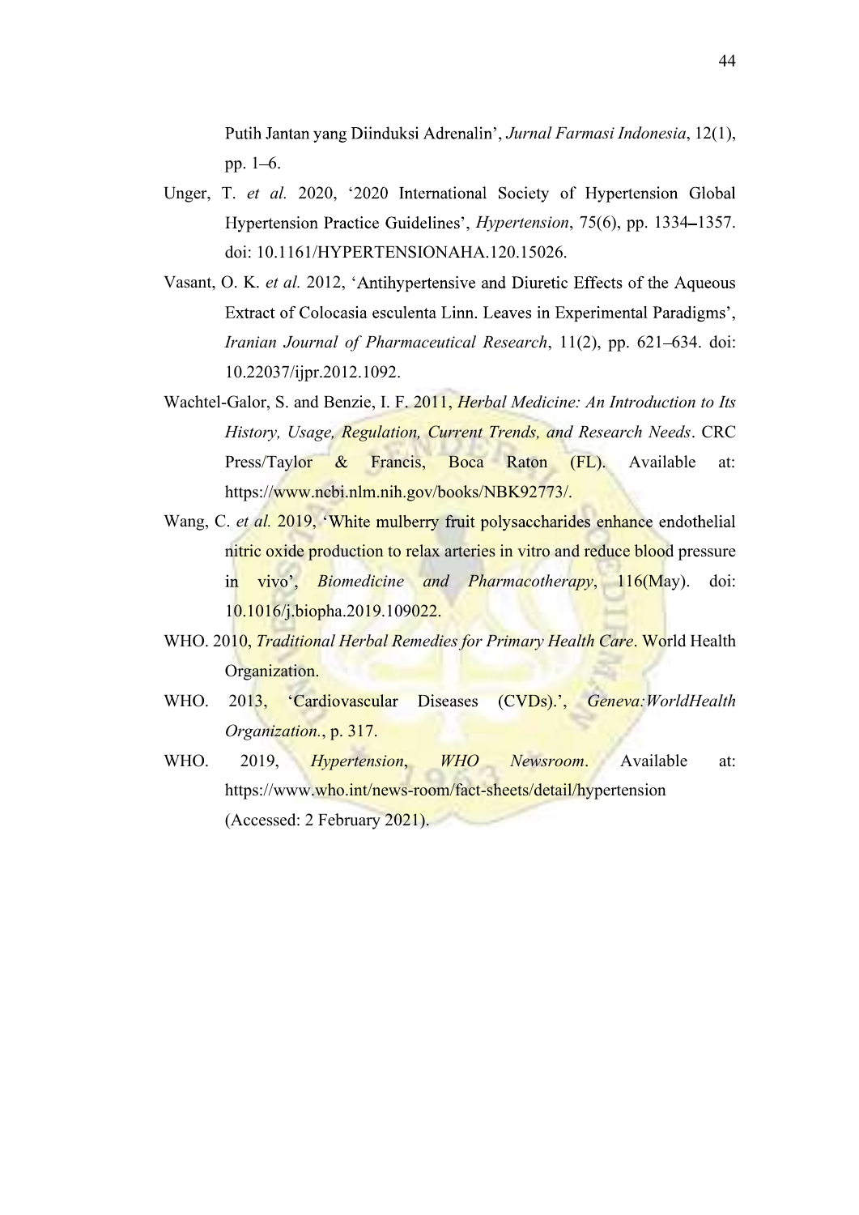Putih Jantan yang Diinduksi Adrenalin', *Jurnal Farmasi Indonesia*, 12(1), pp. 1–6.

Unger, T. *et al.* 2020, '2020 International Society of Hypertension Global Hypertension Practice Guidelines', *Hypertension*, 75(6), pp. 1334–1357. doi: 10.1161/HYPERTENSIONAHA.120.15026.

Vasant, O. K. *et al.* 2012, 'Antihypertensive and Diuretic Effects of the Aqueous Extract of Colocasia esculenta Linn. Leaves in Experimental Paradigms', *Iranian Journal of Pharmaceutical Research*, 11(2), pp. 621–634. doi: 10.22037/ijpr.2012.1092.

Wachtel-Galor, S. and Benzie, I. F. 2011, *Herbal Medicine: An Introduction to Its History, Usage, Regulation, Current Trends, and Research Needs*. CRC Press/Taylor & Francis, Boca Raton (FL). Available at: https://www.ncbi.nlm.nih.gov/books/NBK92773/.

Wang, C. *et al.* 2019, 'White mulberry fruit polysaccharides enhance endothelial nitric oxide production to relax arteries in vitro and reduce blood pressure in vivo', *Biomedicine and Pharmacotherapy*, 116(May). doi: 10.1016/j.biopha.2019.109022.

WHO. 2010, *Traditional Herbal Remedies for Primary Health Care*. World Health Organization.

WHO. 2013, 'Cardiovascular Diseases (CVDs).', *Geneva:WorldHealth Organization.*, p. 317.

WHO. 2019, *Hypertension*, *WHO Newsroom*. Available at: https://www.who.int/news-room/fact-sheets/detail/hypertension (Accessed: 2 February 2021).